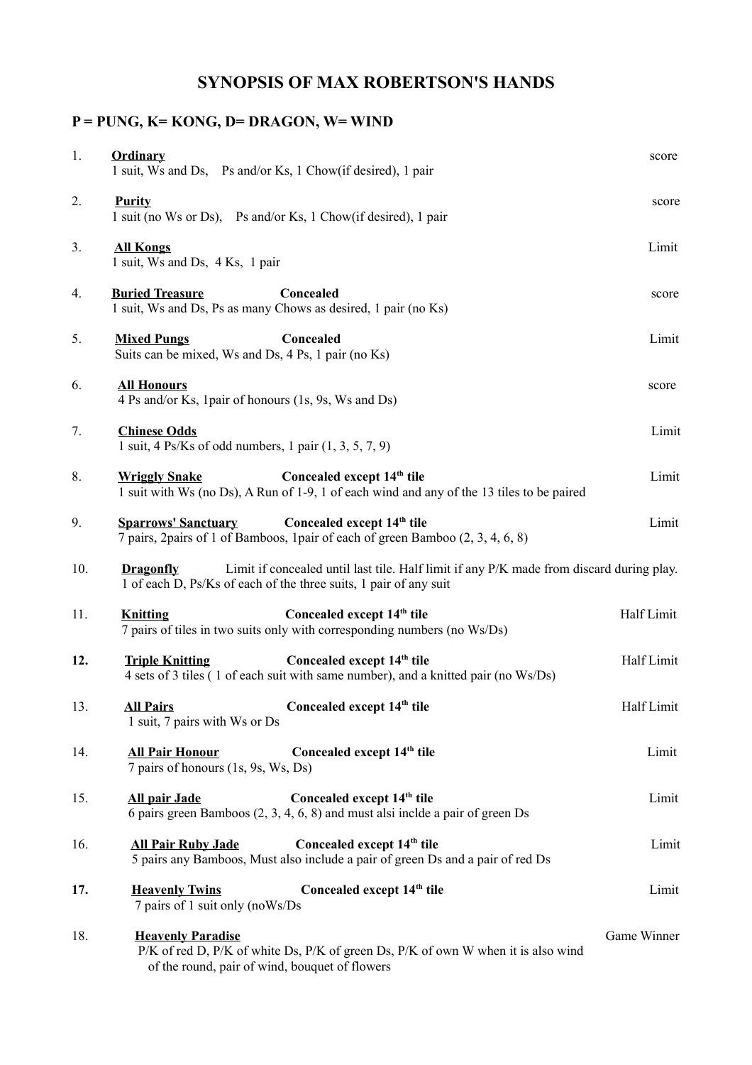# SYNOPSIS OF MAX ROBERTSON'S HANDS

## P = PUNG, K= KONG, D= DRAGON, W= WIND

1. **Ordinary** — score
   1 suit, Ws and Ds, Ps and/or Ks, 1 Chow(if desired), 1 pair

2. **Purity** — score
   1 suit (no Ws or Ds), Ps and/or Ks, 1 Chow(if desired), 1 pair

3. **All Kongs** — Limit
   1 suit, Ws and Ds, 4 Ks, 1 pair

4. **Buried Treasure** — **Concealed** — score
   1 suit, Ws and Ds, Ps as many Chows as desired, 1 pair (no Ks)

5. **Mixed Pungs** — **Concealed** — Limit
   Suits can be mixed, Ws and Ds, 4 Ps, 1 pair (no Ks)

6. **All Honours** — score
   4 Ps and/or Ks, 1pair of honours (1s, 9s, Ws and Ds)

7. **Chinese Odds** — Limit
   1 suit, 4 Ps/Ks of odd numbers, 1 pair (1, 3, 5, 7, 9)

8. **Wriggly Snake** — **Concealed except 14th tile** — Limit
   1 suit with Ws (no Ds), A Run of 1-9, 1 of each wind and any of the 13 tiles to be paired

9. **Sparrows' Sanctuary** — **Concealed except 14th tile** — Limit
   7 pairs, 2pairs of 1 of Bamboos, 1pair of each of green Bamboo (2, 3, 4, 6, 8)

10. **Dragonfly** — Limit if concealed until last tile. Half limit if any P/K made from discard during play.
    1 of each D, Ps/Ks of each of the three suits, 1 pair of any suit

11. **Knitting** — **Concealed except 14th tile** — Half Limit
    7 pairs of tiles in two suits only with corresponding numbers (no Ws/Ds)

12. **Triple Knitting** — **Concealed except 14th tile** — Half Limit
    4 sets of 3 tiles ( 1 of each suit with same number), and a knitted pair (no Ws/Ds)

13. **All Pairs** — **Concealed except 14th tile** — Half Limit
    1 suit, 7 pairs with Ws or Ds

14. **All Pair Honour** — **Concealed except 14th tile** — Limit
    7 pairs of honours (1s, 9s, Ws, Ds)

15. **All pair Jade** — **Concealed except 14th tile** — Limit
    6 pairs green Bamboos (2, 3, 4, 6, 8) and must alsi inclde a pair of green Ds

16. **All Pair Ruby Jade** — **Concealed except 14th tile** — Limit
    5 pairs any Bamboos, Must also include a pair of green Ds and a pair of red Ds

17. **Heavenly Twins** — **Concealed except 14th tile** — Limit
    7 pairs of 1 suit only (noWs/Ds

18. **Heavenly Paradise** — Game Winner
    P/K of red D, P/K of white Ds, P/K of green Ds, P/K of own W when it is also wind of the round, pair of wind, bouquet of flowers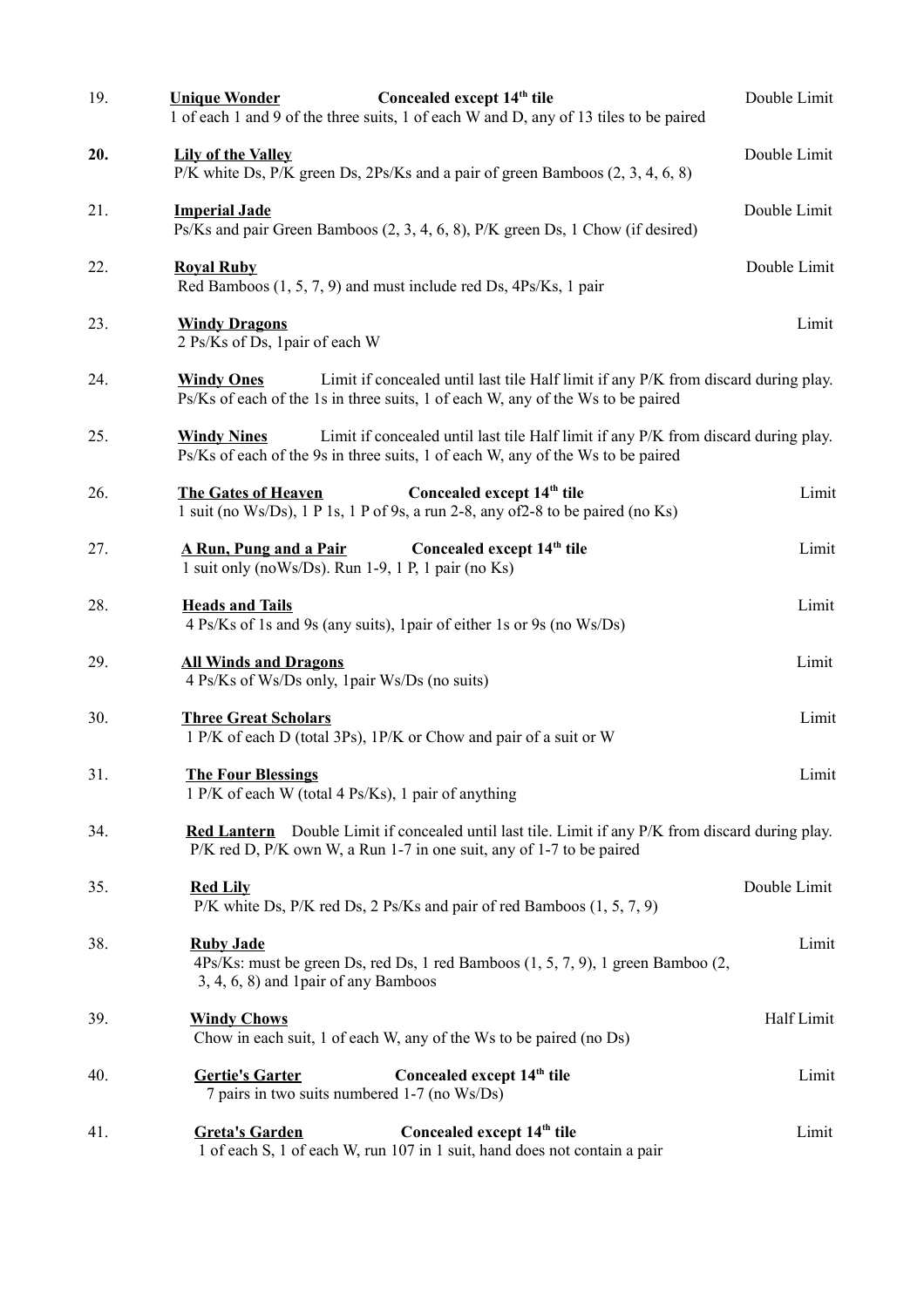19. **Unique Wonder** — **Concealed except 14th tile** — Double Limit
1 of each 1 and 9 of the three suits, 1 of each W and D, any of 13 tiles to be paired

**20.** **Lily of the Valley** — Double Limit
P/K white Ds, P/K green Ds, 2Ps/Ks and a pair of green Bamboos (2, 3, 4, 6, 8)

21. **Imperial Jade** — Double Limit
Ps/Ks and pair Green Bamboos (2, 3, 4, 6, 8), P/K green Ds, 1 Chow (if desired)

22. **Royal Ruby** — Double Limit
Red Bamboos (1, 5, 7, 9) and must include red Ds, 4Ps/Ks, 1 pair

23. **Windy Dragons** — Limit
2 Ps/Ks of Ds, 1pair of each W

24. **Windy Ones** — Limit if concealed until last tile Half limit if any P/K from discard during play.
Ps/Ks of each of the 1s in three suits, 1 of each W, any of the Ws to be paired

25. **Windy Nines** — Limit if concealed until last tile Half limit if any P/K from discard during play.
Ps/Ks of each of the 9s in three suits, 1 of each W, any of the Ws to be paired

26. **The Gates of Heaven** — **Concealed except 14th tile** — Limit
1 suit (no Ws/Ds), 1 P 1s, 1 P of 9s, a run 2-8, any of2-8 to be paired (no Ks)

27. **A Run, Pung and a Pair** — **Concealed except 14th tile** — Limit
1 suit only (noWs/Ds). Run 1-9, 1 P, 1 pair (no Ks)

28. **Heads and Tails** — Limit
4 Ps/Ks of 1s and 9s (any suits), 1pair of either 1s or 9s (no Ws/Ds)

29. **All Winds and Dragons** — Limit
4 Ps/Ks of Ws/Ds only, 1pair Ws/Ds (no suits)

30. **Three Great Scholars** — Limit
1 P/K of each D (total 3Ps), 1P/K or Chow and pair of a suit or W

31. **The Four Blessings** — Limit
1 P/K of each W (total 4 Ps/Ks), 1 pair of anything

34. **Red Lantern** — Double Limit if concealed until last tile. Limit if any P/K from discard during play.
P/K red D, P/K own W, a Run 1-7 in one suit, any of 1-7 to be paired

35. **Red Lily** — Double Limit
P/K white Ds, P/K red Ds, 2 Ps/Ks and pair of red Bamboos (1, 5, 7, 9)

38. **Ruby Jade** — Limit
4Ps/Ks: must be green Ds, red Ds, 1 red Bamboos (1, 5, 7, 9), 1 green Bamboo (2, 3, 4, 6, 8) and 1pair of any Bamboos

39. **Windy Chows** — Half Limit
Chow in each suit, 1 of each W, any of the Ws to be paired (no Ds)

40. **Gertie's Garter** — **Concealed except 14th tile** — Limit
7 pairs in two suits numbered 1-7 (no Ws/Ds)

41. **Greta's Garden** — **Concealed except 14th tile** — Limit
1 of each S, 1 of each W, run 107 in 1 suit, hand does not contain a pair